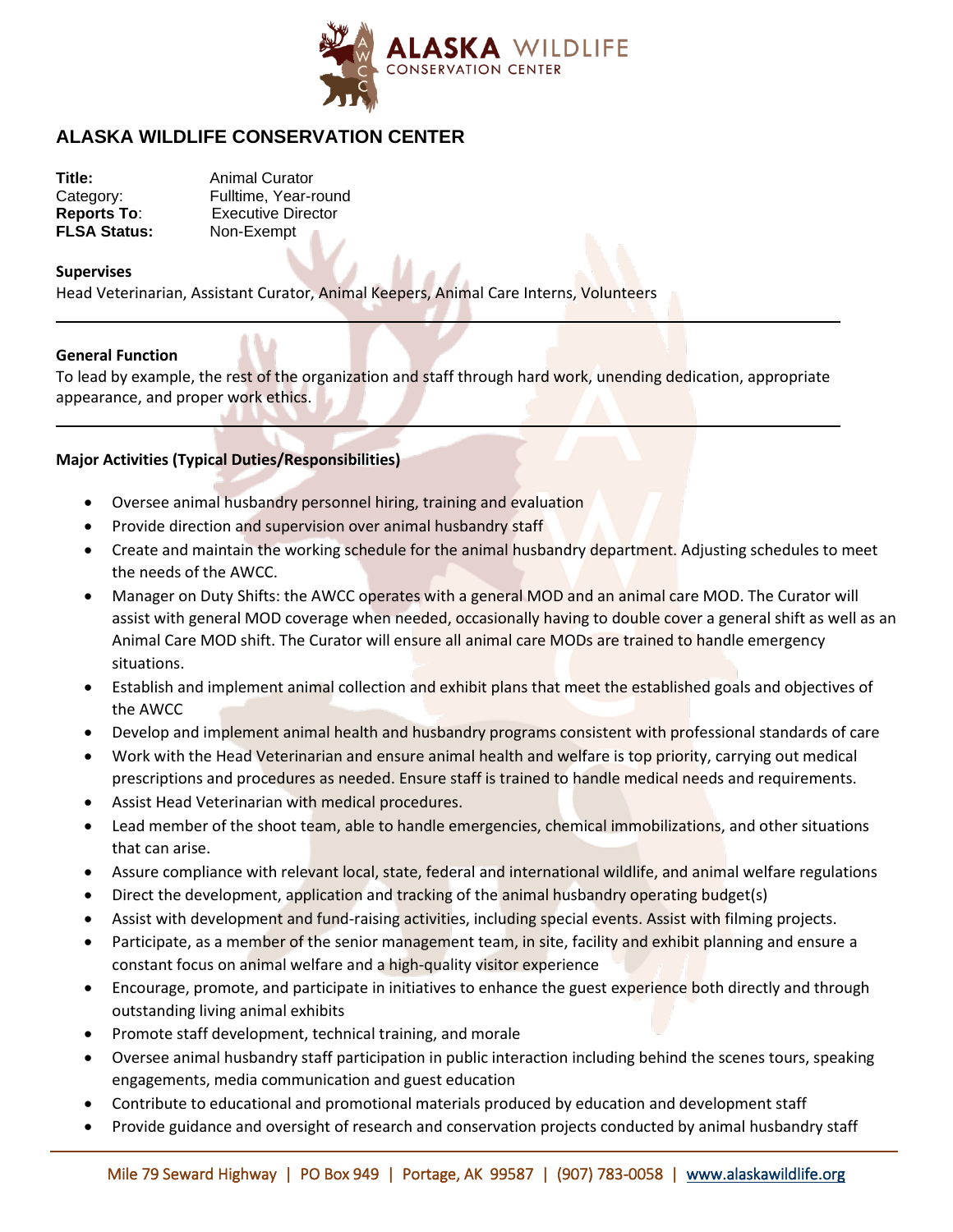# ALASKA WILDLIFE CONSERVATION CENTER

**Title:** Animal Curator
Category: Fulltime, Year-round
**Reports To**: Executive Director
**FLSA Status:** Non-Exempt

**Supervises**
Head Veterinarian, Assistant Curator, Animal Keepers, Animal Care Interns, Volunteers

---

**General Function**
To lead by example, the rest of the organization and staff through hard work, unending dedication, appropriate appearance, and proper work ethics.

---

**Major Activities (Typical Duties/Responsibilities)**

- Oversee animal husbandry personnel hiring, training and evaluation
- Provide direction and supervision over animal husbandry staff
- Create and maintain the working schedule for the animal husbandry department. Adjusting schedules to meet the needs of the AWCC.
- Manager on Duty Shifts: the AWCC operates with a general MOD and an animal care MOD. The Curator will assist with general MOD coverage when needed, occasionally having to double cover a general shift as well as an Animal Care MOD shift. The Curator will ensure all animal care MODs are trained to handle emergency situations.
- Establish and implement animal collection and exhibit plans that meet the established goals and objectives of the AWCC
- Develop and implement animal health and husbandry programs consistent with professional standards of care
- Work with the Head Veterinarian and ensure animal health and welfare is top priority, carrying out medical prescriptions and procedures as needed. Ensure staff is trained to handle medical needs and requirements.
- Assist Head Veterinarian with medical procedures.
- Lead member of the shoot team, able to handle emergencies, chemical immobilizations, and other situations that can arise.
- Assure compliance with relevant local, state, federal and international wildlife, and animal welfare regulations
- Direct the development, application and tracking of the animal husbandry operating budget(s)
- Assist with development and fund-raising activities, including special events. Assist with filming projects.
- Participate, as a member of the senior management team, in site, facility and exhibit planning and ensure a constant focus on animal welfare and a high-quality visitor experience
- Encourage, promote, and participate in initiatives to enhance the guest experience both directly and through outstanding living animal exhibits
- Promote staff development, technical training, and morale
- Oversee animal husbandry staff participation in public interaction including behind the scenes tours, speaking engagements, media communication and guest education
- Contribute to educational and promotional materials produced by education and development staff
- Provide guidance and oversight of research and conservation projects conducted by animal husbandry staff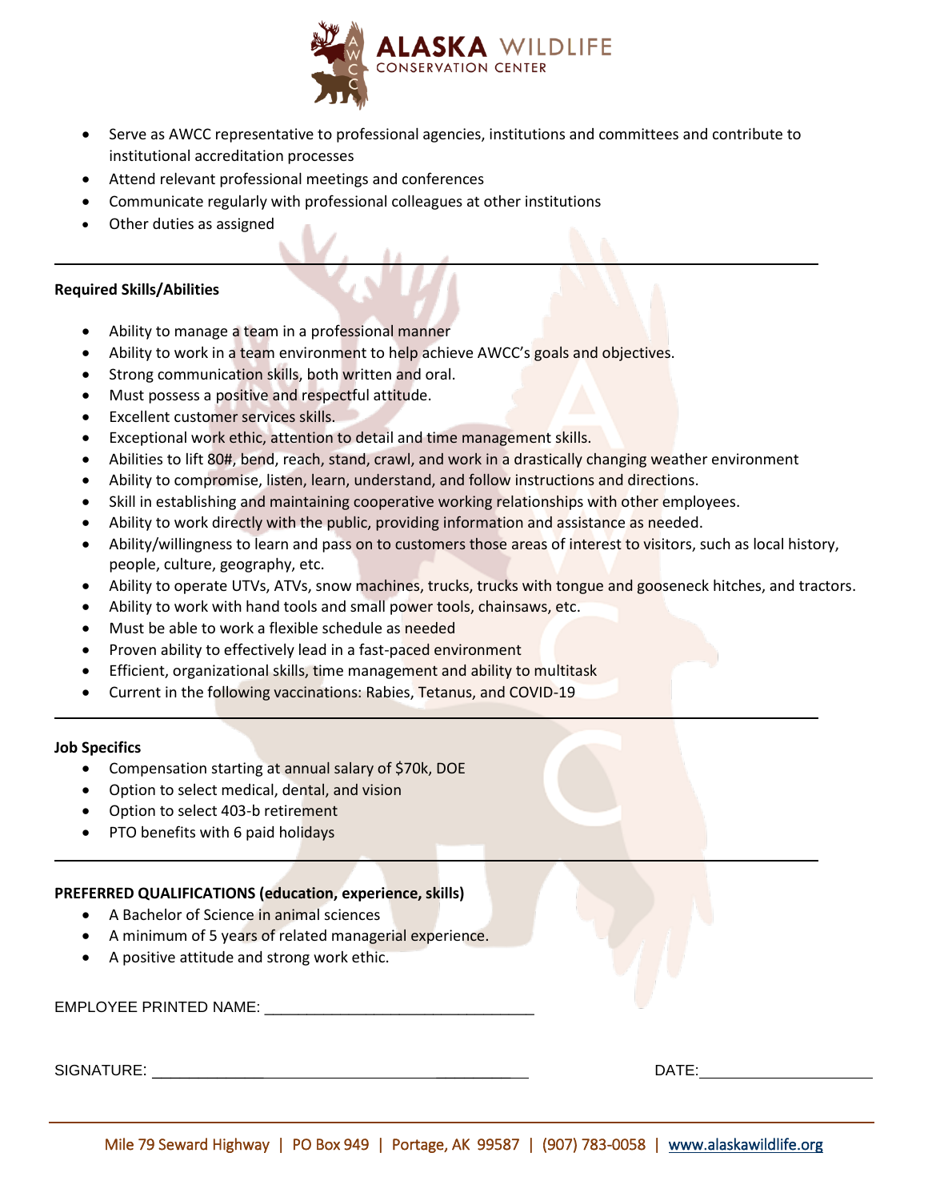- Serve as AWCC representative to professional agencies, institutions and committees and contribute to institutional accreditation processes
- Attend relevant professional meetings and conferences
- Communicate regularly with professional colleagues at other institutions
- Other duties as assigned

---

**Required Skills/Abilities**

- Ability to manage a team in a professional manner
- Ability to work in a team environment to help achieve AWCC's goals and objectives.
- Strong communication skills, both written and oral.
- Must possess a positive and respectful attitude.
- Excellent customer services skills.
- Exceptional work ethic, attention to detail and time management skills.
- Abilities to lift 80#, bend, reach, stand, crawl, and work in a drastically changing weather environment
- Ability to compromise, listen, learn, understand, and follow instructions and directions.
- Skill in establishing and maintaining cooperative working relationships with other employees.
- Ability to work directly with the public, providing information and assistance as needed.
- Ability/willingness to learn and pass on to customers those areas of interest to visitors, such as local history, people, culture, geography, etc.
- Ability to operate UTVs, ATVs, snow machines, trucks, trucks with tongue and gooseneck hitches, and tractors.
- Ability to work with hand tools and small power tools, chainsaws, etc.
- Must be able to work a flexible schedule as needed
- Proven ability to effectively lead in a fast-paced environment
- Efficient, organizational skills, time management and ability to multitask
- Current in the following vaccinations: Rabies, Tetanus, and COVID-19

---

**Job Specifics**

- Compensation starting at annual salary of $70k, DOE
- Option to select medical, dental, and vision
- Option to select 403-b retirement
- PTO benefits with 6 paid holidays

---

**PREFERRED QUALIFICATIONS (education, experience, skills)**

- A Bachelor of Science in animal sciences
- A minimum of 5 years of related managerial experience.
- A positive attitude and strong work ethic.

EMPLOYEE PRINTED NAME: ________________________________

SIGNATURE: ____________________________________________ DATE: ____________________